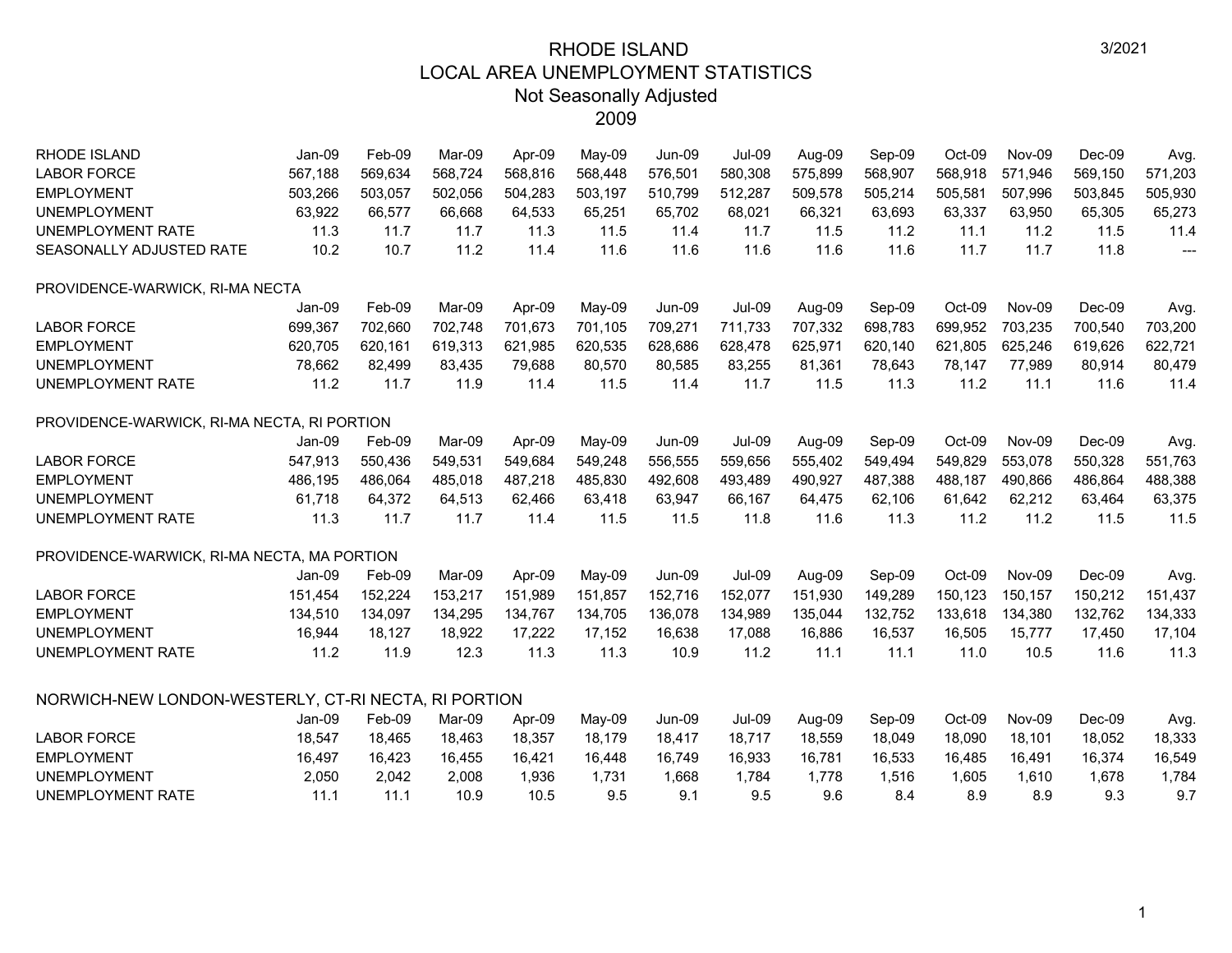# RHODE ISLAND
## LOCAL AREA UNEMPLOYMENT STATISTICS
### Not Seasonally Adjusted
### 2009

3/2021

| RHODE ISLAND | Jan-09 | Feb-09 | Mar-09 | Apr-09 | May-09 | Jun-09 | Jul-09 | Aug-09 | Sep-09 | Oct-09 | Nov-09 | Dec-09 | Avg. |
|---|---|---|---|---|---|---|---|---|---|---|---|---|---|
| LABOR FORCE | 567,188 | 569,634 | 568,724 | 568,816 | 568,448 | 576,501 | 580,308 | 575,899 | 568,907 | 568,918 | 571,946 | 569,150 | 571,203 |
| EMPLOYMENT | 503,266 | 503,057 | 502,056 | 504,283 | 503,197 | 510,799 | 512,287 | 509,578 | 505,214 | 505,581 | 507,996 | 503,845 | 505,930 |
| UNEMPLOYMENT | 63,922 | 66,577 | 66,668 | 64,533 | 65,251 | 65,702 | 68,021 | 66,321 | 63,693 | 63,337 | 63,950 | 65,305 | 65,273 |
| UNEMPLOYMENT RATE | 11.3 | 11.7 | 11.7 | 11.3 | 11.5 | 11.4 | 11.7 | 11.5 | 11.2 | 11.1 | 11.2 | 11.5 | 11.4 |
| SEASONALLY ADJUSTED RATE | 10.2 | 10.7 | 11.2 | 11.4 | 11.6 | 11.6 | 11.6 | 11.6 | 11.6 | 11.7 | 11.7 | 11.8 | --- |

| PROVIDENCE-WARWICK, RI-MA NECTA | Jan-09 | Feb-09 | Mar-09 | Apr-09 | May-09 | Jun-09 | Jul-09 | Aug-09 | Sep-09 | Oct-09 | Nov-09 | Dec-09 | Avg. |
|---|---|---|---|---|---|---|---|---|---|---|---|---|---|
| LABOR FORCE | 699,367 | 702,660 | 702,748 | 701,673 | 701,105 | 709,271 | 711,733 | 707,332 | 698,783 | 699,952 | 703,235 | 700,540 | 703,200 |
| EMPLOYMENT | 620,705 | 620,161 | 619,313 | 621,985 | 620,535 | 628,686 | 628,478 | 625,971 | 620,140 | 621,805 | 625,246 | 619,626 | 622,721 |
| UNEMPLOYMENT | 78,662 | 82,499 | 83,435 | 79,688 | 80,570 | 80,585 | 83,255 | 81,361 | 78,643 | 78,147 | 77,989 | 80,914 | 80,479 |
| UNEMPLOYMENT RATE | 11.2 | 11.7 | 11.9 | 11.4 | 11.5 | 11.4 | 11.7 | 11.5 | 11.3 | 11.2 | 11.1 | 11.6 | 11.4 |

| PROVIDENCE-WARWICK, RI-MA NECTA, RI PORTION | Jan-09 | Feb-09 | Mar-09 | Apr-09 | May-09 | Jun-09 | Jul-09 | Aug-09 | Sep-09 | Oct-09 | Nov-09 | Dec-09 | Avg. |
|---|---|---|---|---|---|---|---|---|---|---|---|---|---|
| LABOR FORCE | 547,913 | 550,436 | 549,531 | 549,684 | 549,248 | 556,555 | 559,656 | 555,402 | 549,494 | 549,829 | 553,078 | 550,328 | 551,763 |
| EMPLOYMENT | 486,195 | 486,064 | 485,018 | 487,218 | 485,830 | 492,608 | 493,489 | 490,927 | 487,388 | 488,187 | 490,866 | 486,864 | 488,388 |
| UNEMPLOYMENT | 61,718 | 64,372 | 64,513 | 62,466 | 63,418 | 63,947 | 66,167 | 64,475 | 62,106 | 61,642 | 62,212 | 63,464 | 63,375 |
| UNEMPLOYMENT RATE | 11.3 | 11.7 | 11.7 | 11.4 | 11.5 | 11.5 | 11.8 | 11.6 | 11.3 | 11.2 | 11.2 | 11.5 | 11.5 |

| PROVIDENCE-WARWICK, RI-MA NECTA, MA PORTION | Jan-09 | Feb-09 | Mar-09 | Apr-09 | May-09 | Jun-09 | Jul-09 | Aug-09 | Sep-09 | Oct-09 | Nov-09 | Dec-09 | Avg. |
|---|---|---|---|---|---|---|---|---|---|---|---|---|---|
| LABOR FORCE | 151,454 | 152,224 | 153,217 | 151,989 | 151,857 | 152,716 | 152,077 | 151,930 | 149,289 | 150,123 | 150,157 | 150,212 | 151,437 |
| EMPLOYMENT | 134,510 | 134,097 | 134,295 | 134,767 | 134,705 | 136,078 | 134,989 | 135,044 | 132,752 | 133,618 | 134,380 | 132,762 | 134,333 |
| UNEMPLOYMENT | 16,944 | 18,127 | 18,922 | 17,222 | 17,152 | 16,638 | 17,088 | 16,886 | 16,537 | 16,505 | 15,777 | 17,450 | 17,104 |
| UNEMPLOYMENT RATE | 11.2 | 11.9 | 12.3 | 11.3 | 11.3 | 10.9 | 11.2 | 11.1 | 11.1 | 11.0 | 10.5 | 11.6 | 11.3 |

| NORWICH-NEW LONDON-WESTERLY, CT-RI NECTA, RI PORTION | Jan-09 | Feb-09 | Mar-09 | Apr-09 | May-09 | Jun-09 | Jul-09 | Aug-09 | Sep-09 | Oct-09 | Nov-09 | Dec-09 | Avg. |
|---|---|---|---|---|---|---|---|---|---|---|---|---|---|
| LABOR FORCE | 18,547 | 18,465 | 18,463 | 18,357 | 18,179 | 18,417 | 18,717 | 18,559 | 18,049 | 18,090 | 18,101 | 18,052 | 18,333 |
| EMPLOYMENT | 16,497 | 16,423 | 16,455 | 16,421 | 16,448 | 16,749 | 16,933 | 16,781 | 16,533 | 16,485 | 16,491 | 16,374 | 16,549 |
| UNEMPLOYMENT | 2,050 | 2,042 | 2,008 | 1,936 | 1,731 | 1,668 | 1,784 | 1,778 | 1,516 | 1,605 | 1,610 | 1,678 | 1,784 |
| UNEMPLOYMENT RATE | 11.1 | 11.1 | 10.9 | 10.5 | 9.5 | 9.1 | 9.5 | 9.6 | 8.4 | 8.9 | 8.9 | 9.3 | 9.7 |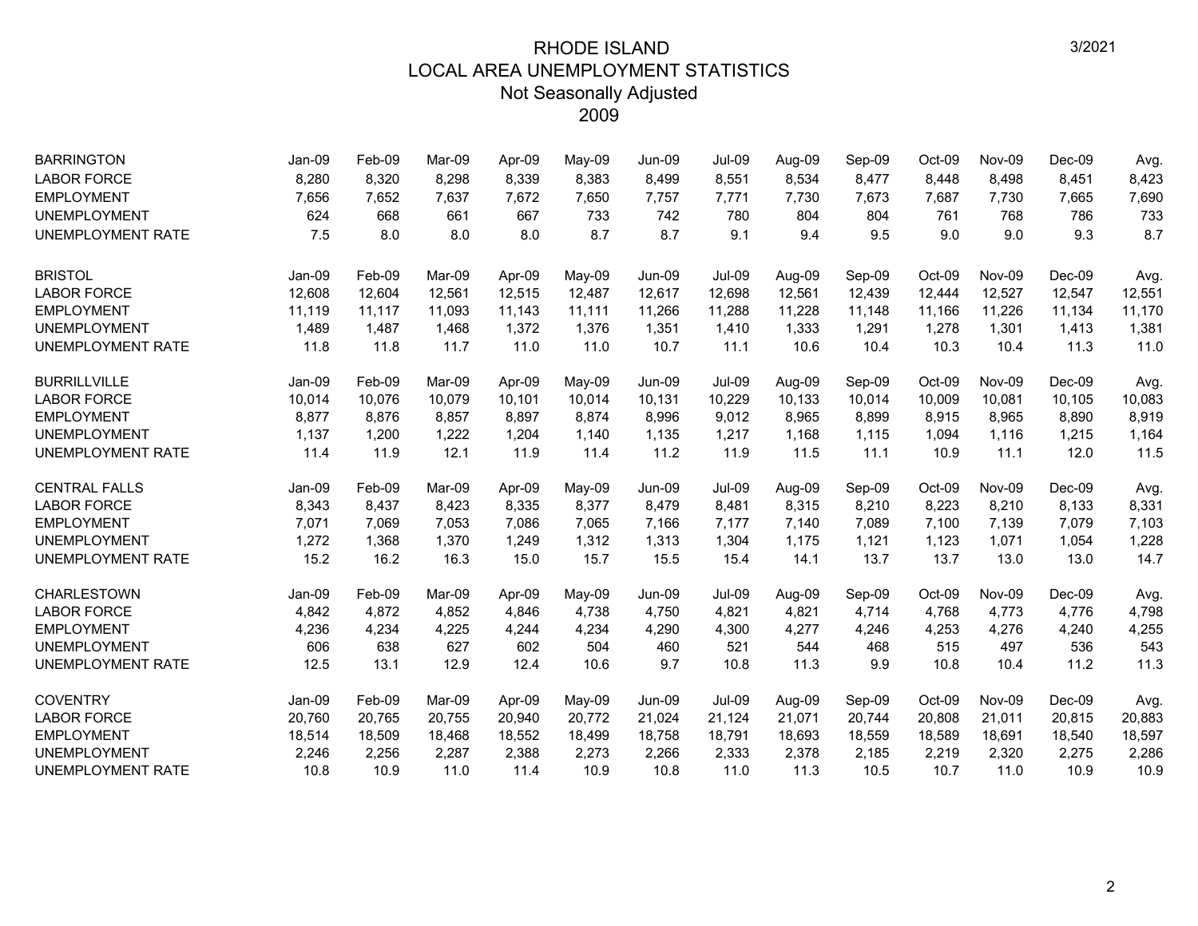# RHODE ISLAND
## LOCAL AREA UNEMPLOYMENT STATISTICS
### Not Seasonally Adjusted
### 2009

3/2021

| BARRINGTON | Jan-09 | Feb-09 | Mar-09 | Apr-09 | May-09 | Jun-09 | Jul-09 | Aug-09 | Sep-09 | Oct-09 | Nov-09 | Dec-09 | Avg. |
|---|---|---|---|---|---|---|---|---|---|---|---|---|---|
| LABOR FORCE | 8,280 | 8,320 | 8,298 | 8,339 | 8,383 | 8,499 | 8,551 | 8,534 | 8,477 | 8,448 | 8,498 | 8,451 | 8,423 |
| EMPLOYMENT | 7,656 | 7,652 | 7,637 | 7,672 | 7,650 | 7,757 | 7,771 | 7,730 | 7,673 | 7,687 | 7,730 | 7,665 | 7,690 |
| UNEMPLOYMENT | 624 | 668 | 661 | 667 | 733 | 742 | 780 | 804 | 804 | 761 | 768 | 786 | 733 |
| UNEMPLOYMENT RATE | 7.5 | 8.0 | 8.0 | 8.0 | 8.7 | 8.7 | 9.1 | 9.4 | 9.5 | 9.0 | 9.0 | 9.3 | 8.7 |

| BRISTOL | Jan-09 | Feb-09 | Mar-09 | Apr-09 | May-09 | Jun-09 | Jul-09 | Aug-09 | Sep-09 | Oct-09 | Nov-09 | Dec-09 | Avg. |
|---|---|---|---|---|---|---|---|---|---|---|---|---|---|
| LABOR FORCE | 12,608 | 12,604 | 12,561 | 12,515 | 12,487 | 12,617 | 12,698 | 12,561 | 12,439 | 12,444 | 12,527 | 12,547 | 12,551 |
| EMPLOYMENT | 11,119 | 11,117 | 11,093 | 11,143 | 11,111 | 11,266 | 11,288 | 11,228 | 11,148 | 11,166 | 11,226 | 11,134 | 11,170 |
| UNEMPLOYMENT | 1,489 | 1,487 | 1,468 | 1,372 | 1,376 | 1,351 | 1,410 | 1,333 | 1,291 | 1,278 | 1,301 | 1,413 | 1,381 |
| UNEMPLOYMENT RATE | 11.8 | 11.8 | 11.7 | 11.0 | 11.0 | 10.7 | 11.1 | 10.6 | 10.4 | 10.3 | 10.4 | 11.3 | 11.0 |

| BURRILLVILLE | Jan-09 | Feb-09 | Mar-09 | Apr-09 | May-09 | Jun-09 | Jul-09 | Aug-09 | Sep-09 | Oct-09 | Nov-09 | Dec-09 | Avg. |
|---|---|---|---|---|---|---|---|---|---|---|---|---|---|
| LABOR FORCE | 10,014 | 10,076 | 10,079 | 10,101 | 10,014 | 10,131 | 10,229 | 10,133 | 10,014 | 10,009 | 10,081 | 10,105 | 10,083 |
| EMPLOYMENT | 8,877 | 8,876 | 8,857 | 8,897 | 8,874 | 8,996 | 9,012 | 8,965 | 8,899 | 8,915 | 8,965 | 8,890 | 8,919 |
| UNEMPLOYMENT | 1,137 | 1,200 | 1,222 | 1,204 | 1,140 | 1,135 | 1,217 | 1,168 | 1,115 | 1,094 | 1,116 | 1,215 | 1,164 |
| UNEMPLOYMENT RATE | 11.4 | 11.9 | 12.1 | 11.9 | 11.4 | 11.2 | 11.9 | 11.5 | 11.1 | 10.9 | 11.1 | 12.0 | 11.5 |

| CENTRAL FALLS | Jan-09 | Feb-09 | Mar-09 | Apr-09 | May-09 | Jun-09 | Jul-09 | Aug-09 | Sep-09 | Oct-09 | Nov-09 | Dec-09 | Avg. |
|---|---|---|---|---|---|---|---|---|---|---|---|---|---|
| LABOR FORCE | 8,343 | 8,437 | 8,423 | 8,335 | 8,377 | 8,479 | 8,481 | 8,315 | 8,210 | 8,223 | 8,210 | 8,133 | 8,331 |
| EMPLOYMENT | 7,071 | 7,069 | 7,053 | 7,086 | 7,065 | 7,166 | 7,177 | 7,140 | 7,089 | 7,100 | 7,139 | 7,079 | 7,103 |
| UNEMPLOYMENT | 1,272 | 1,368 | 1,370 | 1,249 | 1,312 | 1,313 | 1,304 | 1,175 | 1,121 | 1,123 | 1,071 | 1,054 | 1,228 |
| UNEMPLOYMENT RATE | 15.2 | 16.2 | 16.3 | 15.0 | 15.7 | 15.5 | 15.4 | 14.1 | 13.7 | 13.7 | 13.0 | 13.0 | 14.7 |

| CHARLESTOWN | Jan-09 | Feb-09 | Mar-09 | Apr-09 | May-09 | Jun-09 | Jul-09 | Aug-09 | Sep-09 | Oct-09 | Nov-09 | Dec-09 | Avg. |
|---|---|---|---|---|---|---|---|---|---|---|---|---|---|
| LABOR FORCE | 4,842 | 4,872 | 4,852 | 4,846 | 4,738 | 4,750 | 4,821 | 4,821 | 4,714 | 4,768 | 4,773 | 4,776 | 4,798 |
| EMPLOYMENT | 4,236 | 4,234 | 4,225 | 4,244 | 4,234 | 4,290 | 4,300 | 4,277 | 4,246 | 4,253 | 4,276 | 4,240 | 4,255 |
| UNEMPLOYMENT | 606 | 638 | 627 | 602 | 504 | 460 | 521 | 544 | 468 | 515 | 497 | 536 | 543 |
| UNEMPLOYMENT RATE | 12.5 | 13.1 | 12.9 | 12.4 | 10.6 | 9.7 | 10.8 | 11.3 | 9.9 | 10.8 | 10.4 | 11.2 | 11.3 |

| COVENTRY | Jan-09 | Feb-09 | Mar-09 | Apr-09 | May-09 | Jun-09 | Jul-09 | Aug-09 | Sep-09 | Oct-09 | Nov-09 | Dec-09 | Avg. |
|---|---|---|---|---|---|---|---|---|---|---|---|---|---|
| LABOR FORCE | 20,760 | 20,765 | 20,755 | 20,940 | 20,772 | 21,024 | 21,124 | 21,071 | 20,744 | 20,808 | 21,011 | 20,815 | 20,883 |
| EMPLOYMENT | 18,514 | 18,509 | 18,468 | 18,552 | 18,499 | 18,758 | 18,791 | 18,693 | 18,559 | 18,589 | 18,691 | 18,540 | 18,597 |
| UNEMPLOYMENT | 2,246 | 2,256 | 2,287 | 2,388 | 2,273 | 2,266 | 2,333 | 2,378 | 2,185 | 2,219 | 2,320 | 2,275 | 2,286 |
| UNEMPLOYMENT RATE | 10.8 | 10.9 | 11.0 | 11.4 | 10.9 | 10.8 | 11.0 | 11.3 | 10.5 | 10.7 | 11.0 | 10.9 | 10.9 |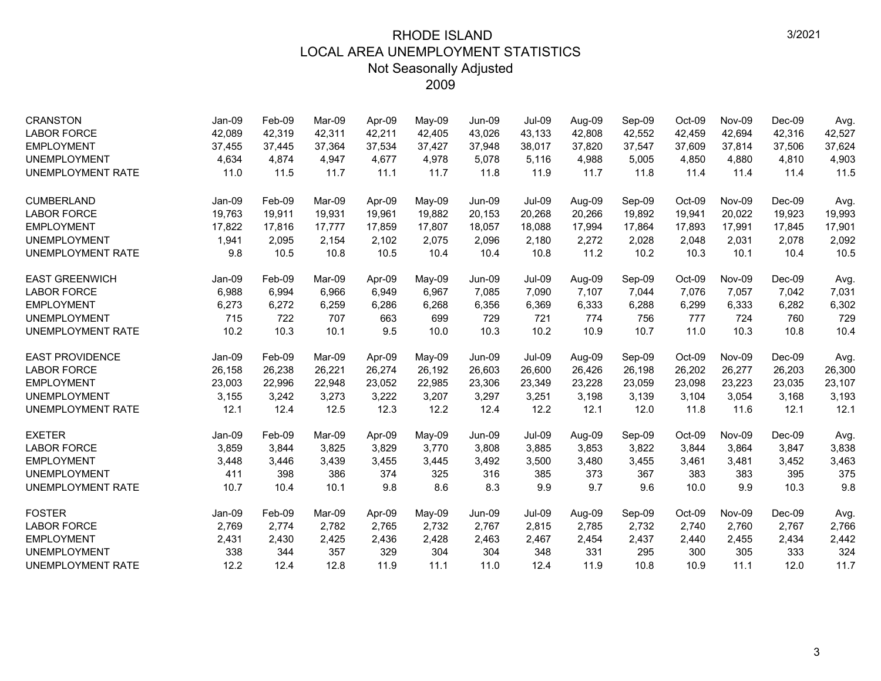# RHODE ISLAND
## LOCAL AREA UNEMPLOYMENT STATISTICS
### Not Seasonally Adjusted
### 2009

| CRANSTON | Jan-09 | Feb-09 | Mar-09 | Apr-09 | May-09 | Jun-09 | Jul-09 | Aug-09 | Sep-09 | Oct-09 | Nov-09 | Dec-09 | Avg. |
|---|---|---|---|---|---|---|---|---|---|---|---|---|---|
| LABOR FORCE | 42,089 | 42,319 | 42,311 | 42,211 | 42,405 | 43,026 | 43,133 | 42,808 | 42,552 | 42,459 | 42,694 | 42,316 | 42,527 |
| EMPLOYMENT | 37,455 | 37,445 | 37,364 | 37,534 | 37,427 | 37,948 | 38,017 | 37,820 | 37,547 | 37,609 | 37,814 | 37,506 | 37,624 |
| UNEMPLOYMENT | 4,634 | 4,874 | 4,947 | 4,677 | 4,978 | 5,078 | 5,116 | 4,988 | 5,005 | 4,850 | 4,880 | 4,810 | 4,903 |
| UNEMPLOYMENT RATE | 11.0 | 11.5 | 11.7 | 11.1 | 11.7 | 11.8 | 11.9 | 11.7 | 11.8 | 11.4 | 11.4 | 11.4 | 11.5 |

| CUMBERLAND | Jan-09 | Feb-09 | Mar-09 | Apr-09 | May-09 | Jun-09 | Jul-09 | Aug-09 | Sep-09 | Oct-09 | Nov-09 | Dec-09 | Avg. |
|---|---|---|---|---|---|---|---|---|---|---|---|---|---|
| LABOR FORCE | 19,763 | 19,911 | 19,931 | 19,961 | 19,882 | 20,153 | 20,268 | 20,266 | 19,892 | 19,941 | 20,022 | 19,923 | 19,993 |
| EMPLOYMENT | 17,822 | 17,816 | 17,777 | 17,859 | 17,807 | 18,057 | 18,088 | 17,994 | 17,864 | 17,893 | 17,991 | 17,845 | 17,901 |
| UNEMPLOYMENT | 1,941 | 2,095 | 2,154 | 2,102 | 2,075 | 2,096 | 2,180 | 2,272 | 2,028 | 2,048 | 2,031 | 2,078 | 2,092 |
| UNEMPLOYMENT RATE | 9.8 | 10.5 | 10.8 | 10.5 | 10.4 | 10.4 | 10.8 | 11.2 | 10.2 | 10.3 | 10.1 | 10.4 | 10.5 |

| EAST GREENWICH | Jan-09 | Feb-09 | Mar-09 | Apr-09 | May-09 | Jun-09 | Jul-09 | Aug-09 | Sep-09 | Oct-09 | Nov-09 | Dec-09 | Avg. |
|---|---|---|---|---|---|---|---|---|---|---|---|---|---|
| LABOR FORCE | 6,988 | 6,994 | 6,966 | 6,949 | 6,967 | 7,085 | 7,090 | 7,107 | 7,044 | 7,076 | 7,057 | 7,042 | 7,031 |
| EMPLOYMENT | 6,273 | 6,272 | 6,259 | 6,286 | 6,268 | 6,356 | 6,369 | 6,333 | 6,288 | 6,299 | 6,333 | 6,282 | 6,302 |
| UNEMPLOYMENT | 715 | 722 | 707 | 663 | 699 | 729 | 721 | 774 | 756 | 777 | 724 | 760 | 729 |
| UNEMPLOYMENT RATE | 10.2 | 10.3 | 10.1 | 9.5 | 10.0 | 10.3 | 10.2 | 10.9 | 10.7 | 11.0 | 10.3 | 10.8 | 10.4 |

| EAST PROVIDENCE | Jan-09 | Feb-09 | Mar-09 | Apr-09 | May-09 | Jun-09 | Jul-09 | Aug-09 | Sep-09 | Oct-09 | Nov-09 | Dec-09 | Avg. |
|---|---|---|---|---|---|---|---|---|---|---|---|---|---|
| LABOR FORCE | 26,158 | 26,238 | 26,221 | 26,274 | 26,192 | 26,603 | 26,600 | 26,426 | 26,198 | 26,202 | 26,277 | 26,203 | 26,300 |
| EMPLOYMENT | 23,003 | 22,996 | 22,948 | 23,052 | 22,985 | 23,306 | 23,349 | 23,228 | 23,059 | 23,098 | 23,223 | 23,035 | 23,107 |
| UNEMPLOYMENT | 3,155 | 3,242 | 3,273 | 3,222 | 3,207 | 3,297 | 3,251 | 3,198 | 3,139 | 3,104 | 3,054 | 3,168 | 3,193 |
| UNEMPLOYMENT RATE | 12.1 | 12.4 | 12.5 | 12.3 | 12.2 | 12.4 | 12.2 | 12.1 | 12.0 | 11.8 | 11.6 | 12.1 | 12.1 |

| EXETER | Jan-09 | Feb-09 | Mar-09 | Apr-09 | May-09 | Jun-09 | Jul-09 | Aug-09 | Sep-09 | Oct-09 | Nov-09 | Dec-09 | Avg. |
|---|---|---|---|---|---|---|---|---|---|---|---|---|---|
| LABOR FORCE | 3,859 | 3,844 | 3,825 | 3,829 | 3,770 | 3,808 | 3,885 | 3,853 | 3,822 | 3,844 | 3,864 | 3,847 | 3,838 |
| EMPLOYMENT | 3,448 | 3,446 | 3,439 | 3,455 | 3,445 | 3,492 | 3,500 | 3,480 | 3,455 | 3,461 | 3,481 | 3,452 | 3,463 |
| UNEMPLOYMENT | 411 | 398 | 386 | 374 | 325 | 316 | 385 | 373 | 367 | 383 | 383 | 395 | 375 |
| UNEMPLOYMENT RATE | 10.7 | 10.4 | 10.1 | 9.8 | 8.6 | 8.3 | 9.9 | 9.7 | 9.6 | 10.0 | 9.9 | 10.3 | 9.8 |

| FOSTER | Jan-09 | Feb-09 | Mar-09 | Apr-09 | May-09 | Jun-09 | Jul-09 | Aug-09 | Sep-09 | Oct-09 | Nov-09 | Dec-09 | Avg. |
|---|---|---|---|---|---|---|---|---|---|---|---|---|---|
| LABOR FORCE | 2,769 | 2,774 | 2,782 | 2,765 | 2,732 | 2,767 | 2,815 | 2,785 | 2,732 | 2,740 | 2,760 | 2,767 | 2,766 |
| EMPLOYMENT | 2,431 | 2,430 | 2,425 | 2,436 | 2,428 | 2,463 | 2,467 | 2,454 | 2,437 | 2,440 | 2,455 | 2,434 | 2,442 |
| UNEMPLOYMENT | 338 | 344 | 357 | 329 | 304 | 304 | 348 | 331 | 295 | 300 | 305 | 333 | 324 |
| UNEMPLOYMENT RATE | 12.2 | 12.4 | 12.8 | 11.9 | 11.1 | 11.0 | 12.4 | 11.9 | 10.8 | 10.9 | 11.1 | 12.0 | 11.7 |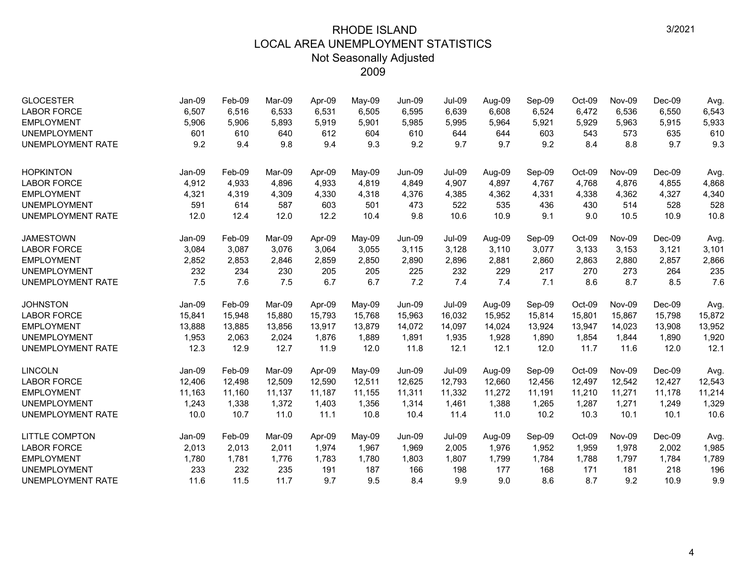# RHODE ISLAND
## LOCAL AREA UNEMPLOYMENT STATISTICS
### Not Seasonally Adjusted
### 2009

| GLOCESTER | Jan-09 | Feb-09 | Mar-09 | Apr-09 | May-09 | Jun-09 | Jul-09 | Aug-09 | Sep-09 | Oct-09 | Nov-09 | Dec-09 | Avg. |
|---|---|---|---|---|---|---|---|---|---|---|---|---|---|
| LABOR FORCE | 6,507 | 6,516 | 6,533 | 6,531 | 6,505 | 6,595 | 6,639 | 6,608 | 6,524 | 6,472 | 6,536 | 6,550 | 6,543 |
| EMPLOYMENT | 5,906 | 5,906 | 5,893 | 5,919 | 5,901 | 5,985 | 5,995 | 5,964 | 5,921 | 5,929 | 5,963 | 5,915 | 5,933 |
| UNEMPLOYMENT | 601 | 610 | 640 | 612 | 604 | 610 | 644 | 644 | 603 | 543 | 573 | 635 | 610 |
| UNEMPLOYMENT RATE | 9.2 | 9.4 | 9.8 | 9.4 | 9.3 | 9.2 | 9.7 | 9.7 | 9.2 | 8.4 | 8.8 | 9.7 | 9.3 |

| HOPKINTON | Jan-09 | Feb-09 | Mar-09 | Apr-09 | May-09 | Jun-09 | Jul-09 | Aug-09 | Sep-09 | Oct-09 | Nov-09 | Dec-09 | Avg. |
|---|---|---|---|---|---|---|---|---|---|---|---|---|---|
| LABOR FORCE | 4,912 | 4,933 | 4,896 | 4,933 | 4,819 | 4,849 | 4,907 | 4,897 | 4,767 | 4,768 | 4,876 | 4,855 | 4,868 |
| EMPLOYMENT | 4,321 | 4,319 | 4,309 | 4,330 | 4,318 | 4,376 | 4,385 | 4,362 | 4,331 | 4,338 | 4,362 | 4,327 | 4,340 |
| UNEMPLOYMENT | 591 | 614 | 587 | 603 | 501 | 473 | 522 | 535 | 436 | 430 | 514 | 528 | 528 |
| UNEMPLOYMENT RATE | 12.0 | 12.4 | 12.0 | 12.2 | 10.4 | 9.8 | 10.6 | 10.9 | 9.1 | 9.0 | 10.5 | 10.9 | 10.8 |

| JAMESTOWN | Jan-09 | Feb-09 | Mar-09 | Apr-09 | May-09 | Jun-09 | Jul-09 | Aug-09 | Sep-09 | Oct-09 | Nov-09 | Dec-09 | Avg. |
|---|---|---|---|---|---|---|---|---|---|---|---|---|---|
| LABOR FORCE | 3,084 | 3,087 | 3,076 | 3,064 | 3,055 | 3,115 | 3,128 | 3,110 | 3,077 | 3,133 | 3,153 | 3,121 | 3,101 |
| EMPLOYMENT | 2,852 | 2,853 | 2,846 | 2,859 | 2,850 | 2,890 | 2,896 | 2,881 | 2,860 | 2,863 | 2,880 | 2,857 | 2,866 |
| UNEMPLOYMENT | 232 | 234 | 230 | 205 | 205 | 225 | 232 | 229 | 217 | 270 | 273 | 264 | 235 |
| UNEMPLOYMENT RATE | 7.5 | 7.6 | 7.5 | 6.7 | 6.7 | 7.2 | 7.4 | 7.4 | 7.1 | 8.6 | 8.7 | 8.5 | 7.6 |

| JOHNSTON | Jan-09 | Feb-09 | Mar-09 | Apr-09 | May-09 | Jun-09 | Jul-09 | Aug-09 | Sep-09 | Oct-09 | Nov-09 | Dec-09 | Avg. |
|---|---|---|---|---|---|---|---|---|---|---|---|---|---|
| LABOR FORCE | 15,841 | 15,948 | 15,880 | 15,793 | 15,768 | 15,963 | 16,032 | 15,952 | 15,814 | 15,801 | 15,867 | 15,798 | 15,872 |
| EMPLOYMENT | 13,888 | 13,885 | 13,856 | 13,917 | 13,879 | 14,072 | 14,097 | 14,024 | 13,924 | 13,947 | 14,023 | 13,908 | 13,952 |
| UNEMPLOYMENT | 1,953 | 2,063 | 2,024 | 1,876 | 1,889 | 1,891 | 1,935 | 1,928 | 1,890 | 1,854 | 1,844 | 1,890 | 1,920 |
| UNEMPLOYMENT RATE | 12.3 | 12.9 | 12.7 | 11.9 | 12.0 | 11.8 | 12.1 | 12.1 | 12.0 | 11.7 | 11.6 | 12.0 | 12.1 |

| LINCOLN | Jan-09 | Feb-09 | Mar-09 | Apr-09 | May-09 | Jun-09 | Jul-09 | Aug-09 | Sep-09 | Oct-09 | Nov-09 | Dec-09 | Avg. |
|---|---|---|---|---|---|---|---|---|---|---|---|---|---|
| LABOR FORCE | 12,406 | 12,498 | 12,509 | 12,590 | 12,511 | 12,625 | 12,793 | 12,660 | 12,456 | 12,497 | 12,542 | 12,427 | 12,543 |
| EMPLOYMENT | 11,163 | 11,160 | 11,137 | 11,187 | 11,155 | 11,311 | 11,332 | 11,272 | 11,191 | 11,210 | 11,271 | 11,178 | 11,214 |
| UNEMPLOYMENT | 1,243 | 1,338 | 1,372 | 1,403 | 1,356 | 1,314 | 1,461 | 1,388 | 1,265 | 1,287 | 1,271 | 1,249 | 1,329 |
| UNEMPLOYMENT RATE | 10.0 | 10.7 | 11.0 | 11.1 | 10.8 | 10.4 | 11.4 | 11.0 | 10.2 | 10.3 | 10.1 | 10.1 | 10.6 |

| LITTLE COMPTON | Jan-09 | Feb-09 | Mar-09 | Apr-09 | May-09 | Jun-09 | Jul-09 | Aug-09 | Sep-09 | Oct-09 | Nov-09 | Dec-09 | Avg. |
|---|---|---|---|---|---|---|---|---|---|---|---|---|---|
| LABOR FORCE | 2,013 | 2,013 | 2,011 | 1,974 | 1,967 | 1,969 | 2,005 | 1,976 | 1,952 | 1,959 | 1,978 | 2,002 | 1,985 |
| EMPLOYMENT | 1,780 | 1,781 | 1,776 | 1,783 | 1,780 | 1,803 | 1,807 | 1,799 | 1,784 | 1,788 | 1,797 | 1,784 | 1,789 |
| UNEMPLOYMENT | 233 | 232 | 235 | 191 | 187 | 166 | 198 | 177 | 168 | 171 | 181 | 218 | 196 |
| UNEMPLOYMENT RATE | 11.6 | 11.5 | 11.7 | 9.7 | 9.5 | 8.4 | 9.9 | 9.0 | 8.6 | 8.7 | 9.2 | 10.9 | 9.9 |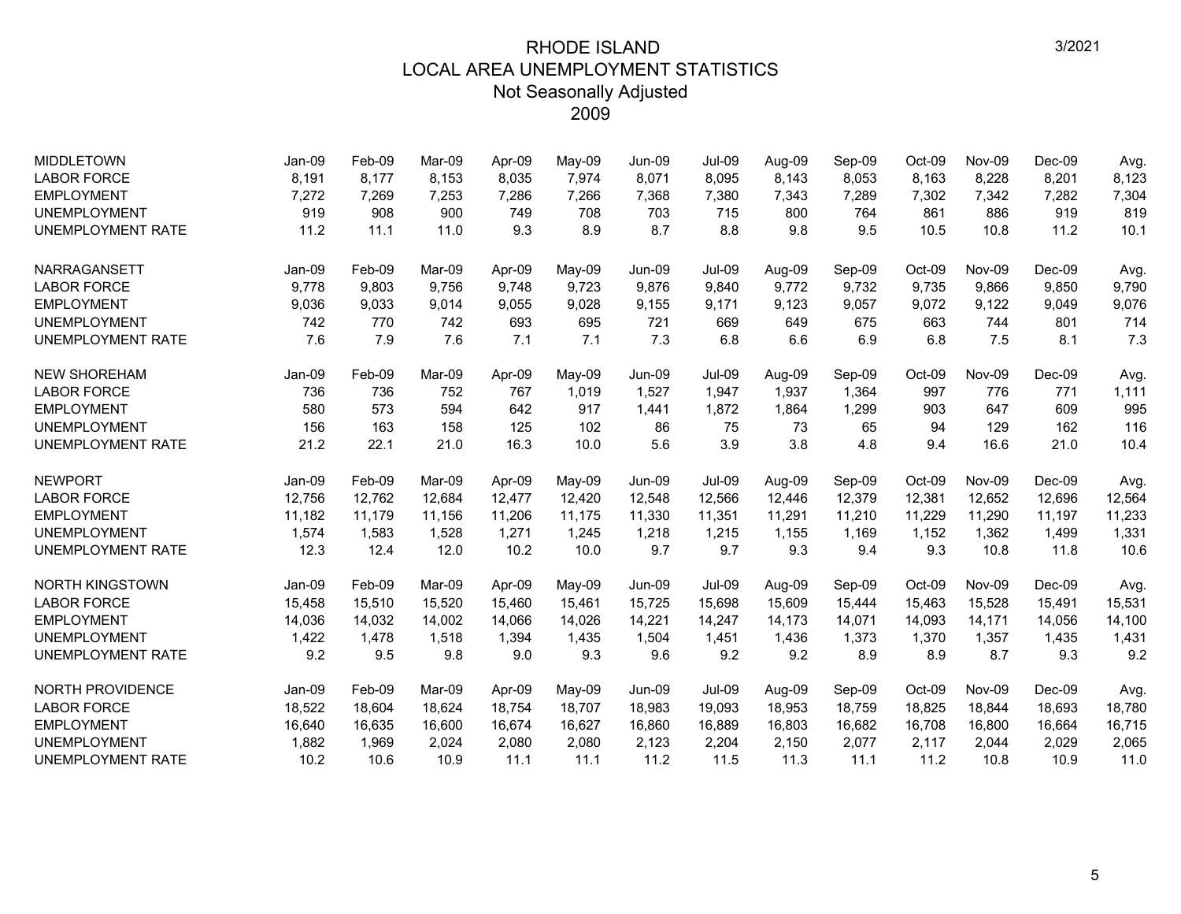# RHODE ISLAND
## LOCAL AREA UNEMPLOYMENT STATISTICS
### Not Seasonally Adjusted
### 2009

| MIDDLETOWN | Jan-09 | Feb-09 | Mar-09 | Apr-09 | May-09 | Jun-09 | Jul-09 | Aug-09 | Sep-09 | Oct-09 | Nov-09 | Dec-09 | Avg. |
|---|---|---|---|---|---|---|---|---|---|---|---|---|---|
| LABOR FORCE | 8,191 | 8,177 | 8,153 | 8,035 | 7,974 | 8,071 | 8,095 | 8,143 | 8,053 | 8,163 | 8,228 | 8,201 | 8,123 |
| EMPLOYMENT | 7,272 | 7,269 | 7,253 | 7,286 | 7,266 | 7,368 | 7,380 | 7,343 | 7,289 | 7,302 | 7,342 | 7,282 | 7,304 |
| UNEMPLOYMENT | 919 | 908 | 900 | 749 | 708 | 703 | 715 | 800 | 764 | 861 | 886 | 919 | 819 |
| UNEMPLOYMENT RATE | 11.2 | 11.1 | 11.0 | 9.3 | 8.9 | 8.7 | 8.8 | 9.8 | 9.5 | 10.5 | 10.8 | 11.2 | 10.1 |

| NARRAGANSETT | Jan-09 | Feb-09 | Mar-09 | Apr-09 | May-09 | Jun-09 | Jul-09 | Aug-09 | Sep-09 | Oct-09 | Nov-09 | Dec-09 | Avg. |
|---|---|---|---|---|---|---|---|---|---|---|---|---|---|
| LABOR FORCE | 9,778 | 9,803 | 9,756 | 9,748 | 9,723 | 9,876 | 9,840 | 9,772 | 9,732 | 9,735 | 9,866 | 9,850 | 9,790 |
| EMPLOYMENT | 9,036 | 9,033 | 9,014 | 9,055 | 9,028 | 9,155 | 9,171 | 9,123 | 9,057 | 9,072 | 9,122 | 9,049 | 9,076 |
| UNEMPLOYMENT | 742 | 770 | 742 | 693 | 695 | 721 | 669 | 649 | 675 | 663 | 744 | 801 | 714 |
| UNEMPLOYMENT RATE | 7.6 | 7.9 | 7.6 | 7.1 | 7.1 | 7.3 | 6.8 | 6.6 | 6.9 | 6.8 | 7.5 | 8.1 | 7.3 |

| NEW SHOREHAM | Jan-09 | Feb-09 | Mar-09 | Apr-09 | May-09 | Jun-09 | Jul-09 | Aug-09 | Sep-09 | Oct-09 | Nov-09 | Dec-09 | Avg. |
|---|---|---|---|---|---|---|---|---|---|---|---|---|---|
| LABOR FORCE | 736 | 736 | 752 | 767 | 1,019 | 1,527 | 1,947 | 1,937 | 1,364 | 997 | 776 | 771 | 1,111 |
| EMPLOYMENT | 580 | 573 | 594 | 642 | 917 | 1,441 | 1,872 | 1,864 | 1,299 | 903 | 647 | 609 | 995 |
| UNEMPLOYMENT | 156 | 163 | 158 | 125 | 102 | 86 | 75 | 73 | 65 | 94 | 129 | 162 | 116 |
| UNEMPLOYMENT RATE | 21.2 | 22.1 | 21.0 | 16.3 | 10.0 | 5.6 | 3.9 | 3.8 | 4.8 | 9.4 | 16.6 | 21.0 | 10.4 |

| NEWPORT | Jan-09 | Feb-09 | Mar-09 | Apr-09 | May-09 | Jun-09 | Jul-09 | Aug-09 | Sep-09 | Oct-09 | Nov-09 | Dec-09 | Avg. |
|---|---|---|---|---|---|---|---|---|---|---|---|---|---|
| LABOR FORCE | 12,756 | 12,762 | 12,684 | 12,477 | 12,420 | 12,548 | 12,566 | 12,446 | 12,379 | 12,381 | 12,652 | 12,696 | 12,564 |
| EMPLOYMENT | 11,182 | 11,179 | 11,156 | 11,206 | 11,175 | 11,330 | 11,351 | 11,291 | 11,210 | 11,229 | 11,290 | 11,197 | 11,233 |
| UNEMPLOYMENT | 1,574 | 1,583 | 1,528 | 1,271 | 1,245 | 1,218 | 1,215 | 1,155 | 1,169 | 1,152 | 1,362 | 1,499 | 1,331 |
| UNEMPLOYMENT RATE | 12.3 | 12.4 | 12.0 | 10.2 | 10.0 | 9.7 | 9.7 | 9.3 | 9.4 | 9.3 | 10.8 | 11.8 | 10.6 |

| NORTH KINGSTOWN | Jan-09 | Feb-09 | Mar-09 | Apr-09 | May-09 | Jun-09 | Jul-09 | Aug-09 | Sep-09 | Oct-09 | Nov-09 | Dec-09 | Avg. |
|---|---|---|---|---|---|---|---|---|---|---|---|---|---|
| LABOR FORCE | 15,458 | 15,510 | 15,520 | 15,460 | 15,461 | 15,725 | 15,698 | 15,609 | 15,444 | 15,463 | 15,528 | 15,491 | 15,531 |
| EMPLOYMENT | 14,036 | 14,032 | 14,002 | 14,066 | 14,026 | 14,221 | 14,247 | 14,173 | 14,071 | 14,093 | 14,171 | 14,056 | 14,100 |
| UNEMPLOYMENT | 1,422 | 1,478 | 1,518 | 1,394 | 1,435 | 1,504 | 1,451 | 1,436 | 1,373 | 1,370 | 1,357 | 1,435 | 1,431 |
| UNEMPLOYMENT RATE | 9.2 | 9.5 | 9.8 | 9.0 | 9.3 | 9.6 | 9.2 | 9.2 | 8.9 | 8.9 | 8.7 | 9.3 | 9.2 |

| NORTH PROVIDENCE | Jan-09 | Feb-09 | Mar-09 | Apr-09 | May-09 | Jun-09 | Jul-09 | Aug-09 | Sep-09 | Oct-09 | Nov-09 | Dec-09 | Avg. |
|---|---|---|---|---|---|---|---|---|---|---|---|---|---|
| LABOR FORCE | 18,522 | 18,604 | 18,624 | 18,754 | 18,707 | 18,983 | 19,093 | 18,953 | 18,759 | 18,825 | 18,844 | 18,693 | 18,780 |
| EMPLOYMENT | 16,640 | 16,635 | 16,600 | 16,674 | 16,627 | 16,860 | 16,889 | 16,803 | 16,682 | 16,708 | 16,800 | 16,664 | 16,715 |
| UNEMPLOYMENT | 1,882 | 1,969 | 2,024 | 2,080 | 2,080 | 2,123 | 2,204 | 2,150 | 2,077 | 2,117 | 2,044 | 2,029 | 2,065 |
| UNEMPLOYMENT RATE | 10.2 | 10.6 | 10.9 | 11.1 | 11.1 | 11.2 | 11.5 | 11.3 | 11.1 | 11.2 | 10.8 | 10.9 | 11.0 |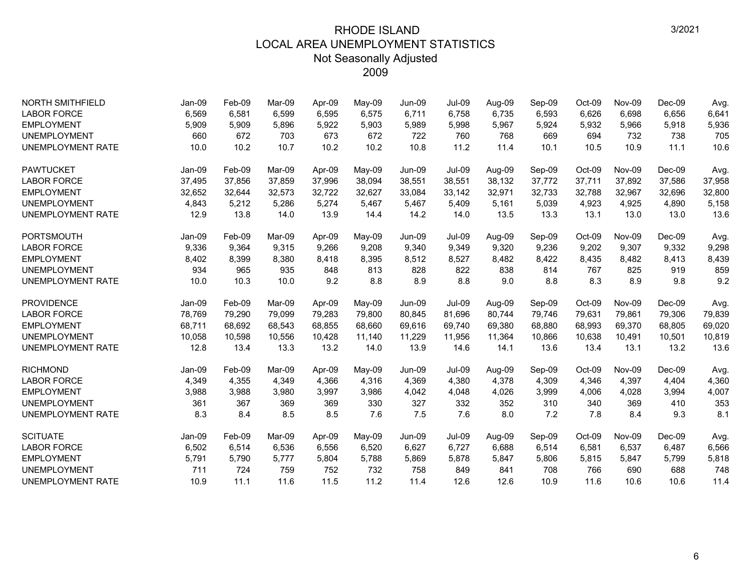# RHODE ISLAND
## LOCAL AREA UNEMPLOYMENT STATISTICS
### Not Seasonally Adjusted
### 2009

| NORTH SMITHFIELD | Jan-09 | Feb-09 | Mar-09 | Apr-09 | May-09 | Jun-09 | Jul-09 | Aug-09 | Sep-09 | Oct-09 | Nov-09 | Dec-09 | Avg. |
|---|---|---|---|---|---|---|---|---|---|---|---|---|---|
| LABOR FORCE | 6,569 | 6,581 | 6,599 | 6,595 | 6,575 | 6,711 | 6,758 | 6,735 | 6,593 | 6,626 | 6,698 | 6,656 | 6,641 |
| EMPLOYMENT | 5,909 | 5,909 | 5,896 | 5,922 | 5,903 | 5,989 | 5,998 | 5,967 | 5,924 | 5,932 | 5,966 | 5,918 | 5,936 |
| UNEMPLOYMENT | 660 | 672 | 703 | 673 | 672 | 722 | 760 | 768 | 669 | 694 | 732 | 738 | 705 |
| UNEMPLOYMENT RATE | 10.0 | 10.2 | 10.7 | 10.2 | 10.2 | 10.8 | 11.2 | 11.4 | 10.1 | 10.5 | 10.9 | 11.1 | 10.6 |

| PAWTUCKET | Jan-09 | Feb-09 | Mar-09 | Apr-09 | May-09 | Jun-09 | Jul-09 | Aug-09 | Sep-09 | Oct-09 | Nov-09 | Dec-09 | Avg. |
|---|---|---|---|---|---|---|---|---|---|---|---|---|---|
| LABOR FORCE | 37,495 | 37,856 | 37,859 | 37,996 | 38,094 | 38,551 | 38,551 | 38,132 | 37,772 | 37,711 | 37,892 | 37,586 | 37,958 |
| EMPLOYMENT | 32,652 | 32,644 | 32,573 | 32,722 | 32,627 | 33,084 | 33,142 | 32,971 | 32,733 | 32,788 | 32,967 | 32,696 | 32,800 |
| UNEMPLOYMENT | 4,843 | 5,212 | 5,286 | 5,274 | 5,467 | 5,467 | 5,409 | 5,161 | 5,039 | 4,923 | 4,925 | 4,890 | 5,158 |
| UNEMPLOYMENT RATE | 12.9 | 13.8 | 14.0 | 13.9 | 14.4 | 14.2 | 14.0 | 13.5 | 13.3 | 13.1 | 13.0 | 13.0 | 13.6 |

| PORTSMOUTH | Jan-09 | Feb-09 | Mar-09 | Apr-09 | May-09 | Jun-09 | Jul-09 | Aug-09 | Sep-09 | Oct-09 | Nov-09 | Dec-09 | Avg. |
|---|---|---|---|---|---|---|---|---|---|---|---|---|---|
| LABOR FORCE | 9,336 | 9,364 | 9,315 | 9,266 | 9,208 | 9,340 | 9,349 | 9,320 | 9,236 | 9,202 | 9,307 | 9,332 | 9,298 |
| EMPLOYMENT | 8,402 | 8,399 | 8,380 | 8,418 | 8,395 | 8,512 | 8,527 | 8,482 | 8,422 | 8,435 | 8,482 | 8,413 | 8,439 |
| UNEMPLOYMENT | 934 | 965 | 935 | 848 | 813 | 828 | 822 | 838 | 814 | 767 | 825 | 919 | 859 |
| UNEMPLOYMENT RATE | 10.0 | 10.3 | 10.0 | 9.2 | 8.8 | 8.9 | 8.8 | 9.0 | 8.8 | 8.3 | 8.9 | 9.8 | 9.2 |

| PROVIDENCE | Jan-09 | Feb-09 | Mar-09 | Apr-09 | May-09 | Jun-09 | Jul-09 | Aug-09 | Sep-09 | Oct-09 | Nov-09 | Dec-09 | Avg. |
|---|---|---|---|---|---|---|---|---|---|---|---|---|---|
| LABOR FORCE | 78,769 | 79,290 | 79,099 | 79,283 | 79,800 | 80,845 | 81,696 | 80,744 | 79,746 | 79,631 | 79,861 | 79,306 | 79,839 |
| EMPLOYMENT | 68,711 | 68,692 | 68,543 | 68,855 | 68,660 | 69,616 | 69,740 | 69,380 | 68,880 | 68,993 | 69,370 | 68,805 | 69,020 |
| UNEMPLOYMENT | 10,058 | 10,598 | 10,556 | 10,428 | 11,140 | 11,229 | 11,956 | 11,364 | 10,866 | 10,638 | 10,491 | 10,501 | 10,819 |
| UNEMPLOYMENT RATE | 12.8 | 13.4 | 13.3 | 13.2 | 14.0 | 13.9 | 14.6 | 14.1 | 13.6 | 13.4 | 13.1 | 13.2 | 13.6 |

| RICHMOND | Jan-09 | Feb-09 | Mar-09 | Apr-09 | May-09 | Jun-09 | Jul-09 | Aug-09 | Sep-09 | Oct-09 | Nov-09 | Dec-09 | Avg. |
|---|---|---|---|---|---|---|---|---|---|---|---|---|---|
| LABOR FORCE | 4,349 | 4,355 | 4,349 | 4,366 | 4,316 | 4,369 | 4,380 | 4,378 | 4,309 | 4,346 | 4,397 | 4,404 | 4,360 |
| EMPLOYMENT | 3,988 | 3,988 | 3,980 | 3,997 | 3,986 | 4,042 | 4,048 | 4,026 | 3,999 | 4,006 | 4,028 | 3,994 | 4,007 |
| UNEMPLOYMENT | 361 | 367 | 369 | 369 | 330 | 327 | 332 | 352 | 310 | 340 | 369 | 410 | 353 |
| UNEMPLOYMENT RATE | 8.3 | 8.4 | 8.5 | 8.5 | 7.6 | 7.5 | 7.6 | 8.0 | 7.2 | 7.8 | 8.4 | 9.3 | 8.1 |

| SCITUATE | Jan-09 | Feb-09 | Mar-09 | Apr-09 | May-09 | Jun-09 | Jul-09 | Aug-09 | Sep-09 | Oct-09 | Nov-09 | Dec-09 | Avg. |
|---|---|---|---|---|---|---|---|---|---|---|---|---|---|
| LABOR FORCE | 6,502 | 6,514 | 6,536 | 6,556 | 6,520 | 6,627 | 6,727 | 6,688 | 6,514 | 6,581 | 6,537 | 6,487 | 6,566 |
| EMPLOYMENT | 5,791 | 5,790 | 5,777 | 5,804 | 5,788 | 5,869 | 5,878 | 5,847 | 5,806 | 5,815 | 5,847 | 5,799 | 5,818 |
| UNEMPLOYMENT | 711 | 724 | 759 | 752 | 732 | 758 | 849 | 841 | 708 | 766 | 690 | 688 | 748 |
| UNEMPLOYMENT RATE | 10.9 | 11.1 | 11.6 | 11.5 | 11.2 | 11.4 | 12.6 | 12.6 | 10.9 | 11.6 | 10.6 | 10.6 | 11.4 |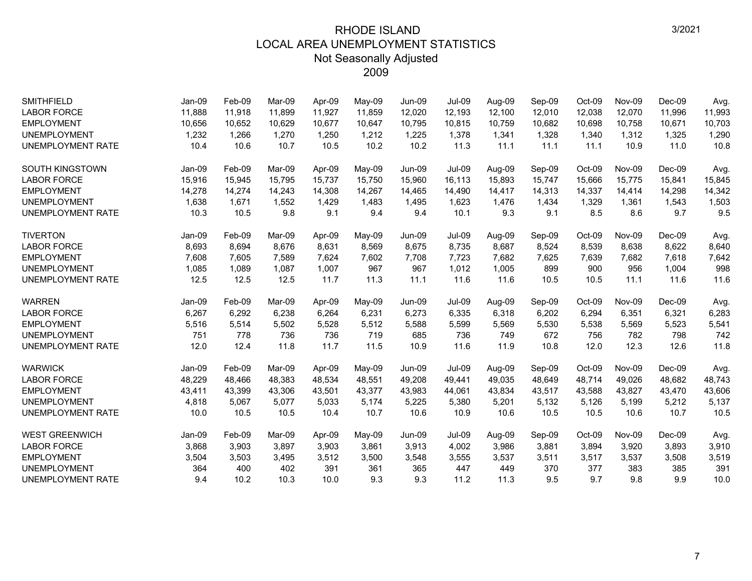# RHODE ISLAND
## LOCAL AREA UNEMPLOYMENT STATISTICS
### Not Seasonally Adjusted
### 2009

| SMITHFIELD | Jan-09 | Feb-09 | Mar-09 | Apr-09 | May-09 | Jun-09 | Jul-09 | Aug-09 | Sep-09 | Oct-09 | Nov-09 | Dec-09 | Avg. |
|---|---|---|---|---|---|---|---|---|---|---|---|---|---|
| LABOR FORCE | 11,888 | 11,918 | 11,899 | 11,927 | 11,859 | 12,020 | 12,193 | 12,100 | 12,010 | 12,038 | 12,070 | 11,996 | 11,993 |
| EMPLOYMENT | 10,656 | 10,652 | 10,629 | 10,677 | 10,647 | 10,795 | 10,815 | 10,759 | 10,682 | 10,698 | 10,758 | 10,671 | 10,703 |
| UNEMPLOYMENT | 1,232 | 1,266 | 1,270 | 1,250 | 1,212 | 1,225 | 1,378 | 1,341 | 1,328 | 1,340 | 1,312 | 1,325 | 1,290 |
| UNEMPLOYMENT RATE | 10.4 | 10.6 | 10.7 | 10.5 | 10.2 | 10.2 | 11.3 | 11.1 | 11.1 | 11.1 | 10.9 | 11.0 | 10.8 |

| SOUTH KINGSTOWN | Jan-09 | Feb-09 | Mar-09 | Apr-09 | May-09 | Jun-09 | Jul-09 | Aug-09 | Sep-09 | Oct-09 | Nov-09 | Dec-09 | Avg. |
|---|---|---|---|---|---|---|---|---|---|---|---|---|---|
| LABOR FORCE | 15,916 | 15,945 | 15,795 | 15,737 | 15,750 | 15,960 | 16,113 | 15,893 | 15,747 | 15,666 | 15,775 | 15,841 | 15,845 |
| EMPLOYMENT | 14,278 | 14,274 | 14,243 | 14,308 | 14,267 | 14,465 | 14,490 | 14,417 | 14,313 | 14,337 | 14,414 | 14,298 | 14,342 |
| UNEMPLOYMENT | 1,638 | 1,671 | 1,552 | 1,429 | 1,483 | 1,495 | 1,623 | 1,476 | 1,434 | 1,329 | 1,361 | 1,543 | 1,503 |
| UNEMPLOYMENT RATE | 10.3 | 10.5 | 9.8 | 9.1 | 9.4 | 9.4 | 10.1 | 9.3 | 9.1 | 8.5 | 8.6 | 9.7 | 9.5 |

| TIVERTON | Jan-09 | Feb-09 | Mar-09 | Apr-09 | May-09 | Jun-09 | Jul-09 | Aug-09 | Sep-09 | Oct-09 | Nov-09 | Dec-09 | Avg. |
|---|---|---|---|---|---|---|---|---|---|---|---|---|---|
| LABOR FORCE | 8,693 | 8,694 | 8,676 | 8,631 | 8,569 | 8,675 | 8,735 | 8,687 | 8,524 | 8,539 | 8,638 | 8,622 | 8,640 |
| EMPLOYMENT | 7,608 | 7,605 | 7,589 | 7,624 | 7,602 | 7,708 | 7,723 | 7,682 | 7,625 | 7,639 | 7,682 | 7,618 | 7,642 |
| UNEMPLOYMENT | 1,085 | 1,089 | 1,087 | 1,007 | 967 | 967 | 1,012 | 1,005 | 899 | 900 | 956 | 1,004 | 998 |
| UNEMPLOYMENT RATE | 12.5 | 12.5 | 12.5 | 11.7 | 11.3 | 11.1 | 11.6 | 11.6 | 10.5 | 10.5 | 11.1 | 11.6 | 11.6 |

| WARREN | Jan-09 | Feb-09 | Mar-09 | Apr-09 | May-09 | Jun-09 | Jul-09 | Aug-09 | Sep-09 | Oct-09 | Nov-09 | Dec-09 | Avg. |
|---|---|---|---|---|---|---|---|---|---|---|---|---|---|
| LABOR FORCE | 6,267 | 6,292 | 6,238 | 6,264 | 6,231 | 6,273 | 6,335 | 6,318 | 6,202 | 6,294 | 6,351 | 6,321 | 6,283 |
| EMPLOYMENT | 5,516 | 5,514 | 5,502 | 5,528 | 5,512 | 5,588 | 5,599 | 5,569 | 5,530 | 5,538 | 5,569 | 5,523 | 5,541 |
| UNEMPLOYMENT | 751 | 778 | 736 | 736 | 719 | 685 | 736 | 749 | 672 | 756 | 782 | 798 | 742 |
| UNEMPLOYMENT RATE | 12.0 | 12.4 | 11.8 | 11.7 | 11.5 | 10.9 | 11.6 | 11.9 | 10.8 | 12.0 | 12.3 | 12.6 | 11.8 |

| WARWICK | Jan-09 | Feb-09 | Mar-09 | Apr-09 | May-09 | Jun-09 | Jul-09 | Aug-09 | Sep-09 | Oct-09 | Nov-09 | Dec-09 | Avg. |
|---|---|---|---|---|---|---|---|---|---|---|---|---|---|
| LABOR FORCE | 48,229 | 48,466 | 48,383 | 48,534 | 48,551 | 49,208 | 49,441 | 49,035 | 48,649 | 48,714 | 49,026 | 48,682 | 48,743 |
| EMPLOYMENT | 43,411 | 43,399 | 43,306 | 43,501 | 43,377 | 43,983 | 44,061 | 43,834 | 43,517 | 43,588 | 43,827 | 43,470 | 43,606 |
| UNEMPLOYMENT | 4,818 | 5,067 | 5,077 | 5,033 | 5,174 | 5,225 | 5,380 | 5,201 | 5,132 | 5,126 | 5,199 | 5,212 | 5,137 |
| UNEMPLOYMENT RATE | 10.0 | 10.5 | 10.5 | 10.4 | 10.7 | 10.6 | 10.9 | 10.6 | 10.5 | 10.5 | 10.6 | 10.7 | 10.5 |

| WEST GREENWICH | Jan-09 | Feb-09 | Mar-09 | Apr-09 | May-09 | Jun-09 | Jul-09 | Aug-09 | Sep-09 | Oct-09 | Nov-09 | Dec-09 | Avg. |
|---|---|---|---|---|---|---|---|---|---|---|---|---|---|
| LABOR FORCE | 3,868 | 3,903 | 3,897 | 3,903 | 3,861 | 3,913 | 4,002 | 3,986 | 3,881 | 3,894 | 3,920 | 3,893 | 3,910 |
| EMPLOYMENT | 3,504 | 3,503 | 3,495 | 3,512 | 3,500 | 3,548 | 3,555 | 3,537 | 3,511 | 3,517 | 3,537 | 3,508 | 3,519 |
| UNEMPLOYMENT | 364 | 400 | 402 | 391 | 361 | 365 | 447 | 449 | 370 | 377 | 383 | 385 | 391 |
| UNEMPLOYMENT RATE | 9.4 | 10.2 | 10.3 | 10.0 | 9.3 | 9.3 | 11.2 | 11.3 | 9.5 | 9.7 | 9.8 | 9.9 | 10.0 |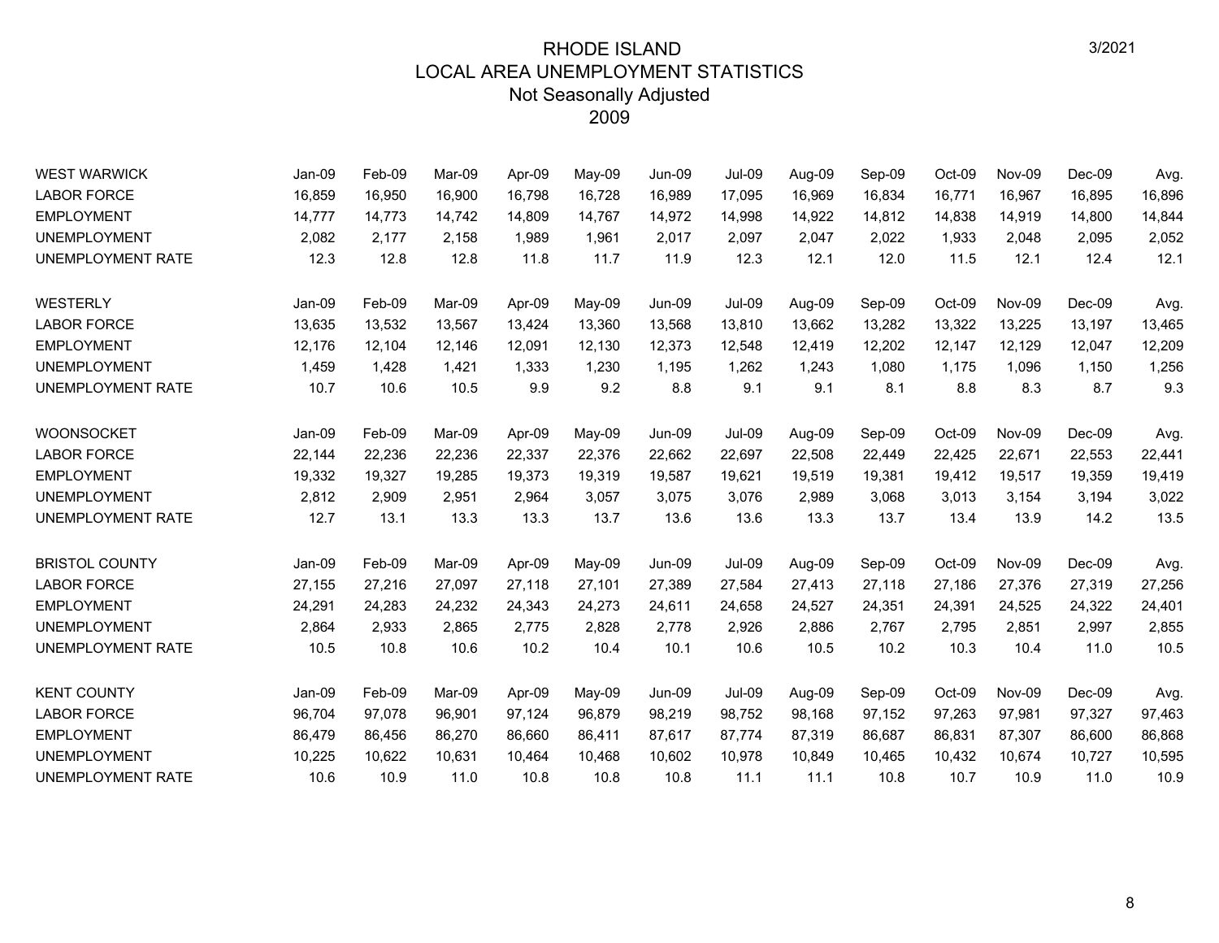# RHODE ISLAND
## LOCAL AREA UNEMPLOYMENT STATISTICS
### Not Seasonally Adjusted
### 2009

3/2021

| WEST WARWICK | Jan-09 | Feb-09 | Mar-09 | Apr-09 | May-09 | Jun-09 | Jul-09 | Aug-09 | Sep-09 | Oct-09 | Nov-09 | Dec-09 | Avg. |
|---|---|---|---|---|---|---|---|---|---|---|---|---|---|
| LABOR FORCE | 16,859 | 16,950 | 16,900 | 16,798 | 16,728 | 16,989 | 17,095 | 16,969 | 16,834 | 16,771 | 16,967 | 16,895 | 16,896 |
| EMPLOYMENT | 14,777 | 14,773 | 14,742 | 14,809 | 14,767 | 14,972 | 14,998 | 14,922 | 14,812 | 14,838 | 14,919 | 14,800 | 14,844 |
| UNEMPLOYMENT | 2,082 | 2,177 | 2,158 | 1,989 | 1,961 | 2,017 | 2,097 | 2,047 | 2,022 | 1,933 | 2,048 | 2,095 | 2,052 |
| UNEMPLOYMENT RATE | 12.3 | 12.8 | 12.8 | 11.8 | 11.7 | 11.9 | 12.3 | 12.1 | 12.0 | 11.5 | 12.1 | 12.4 | 12.1 |

| WESTERLY | Jan-09 | Feb-09 | Mar-09 | Apr-09 | May-09 | Jun-09 | Jul-09 | Aug-09 | Sep-09 | Oct-09 | Nov-09 | Dec-09 | Avg. |
|---|---|---|---|---|---|---|---|---|---|---|---|---|---|
| LABOR FORCE | 13,635 | 13,532 | 13,567 | 13,424 | 13,360 | 13,568 | 13,810 | 13,662 | 13,282 | 13,322 | 13,225 | 13,197 | 13,465 |
| EMPLOYMENT | 12,176 | 12,104 | 12,146 | 12,091 | 12,130 | 12,373 | 12,548 | 12,419 | 12,202 | 12,147 | 12,129 | 12,047 | 12,209 |
| UNEMPLOYMENT | 1,459 | 1,428 | 1,421 | 1,333 | 1,230 | 1,195 | 1,262 | 1,243 | 1,080 | 1,175 | 1,096 | 1,150 | 1,256 |
| UNEMPLOYMENT RATE | 10.7 | 10.6 | 10.5 | 9.9 | 9.2 | 8.8 | 9.1 | 9.1 | 8.1 | 8.8 | 8.3 | 8.7 | 9.3 |

| WOONSOCKET | Jan-09 | Feb-09 | Mar-09 | Apr-09 | May-09 | Jun-09 | Jul-09 | Aug-09 | Sep-09 | Oct-09 | Nov-09 | Dec-09 | Avg. |
|---|---|---|---|---|---|---|---|---|---|---|---|---|---|
| LABOR FORCE | 22,144 | 22,236 | 22,236 | 22,337 | 22,376 | 22,662 | 22,697 | 22,508 | 22,449 | 22,425 | 22,671 | 22,553 | 22,441 |
| EMPLOYMENT | 19,332 | 19,327 | 19,285 | 19,373 | 19,319 | 19,587 | 19,621 | 19,519 | 19,381 | 19,412 | 19,517 | 19,359 | 19,419 |
| UNEMPLOYMENT | 2,812 | 2,909 | 2,951 | 2,964 | 3,057 | 3,075 | 3,076 | 2,989 | 3,068 | 3,013 | 3,154 | 3,194 | 3,022 |
| UNEMPLOYMENT RATE | 12.7 | 13.1 | 13.3 | 13.3 | 13.7 | 13.6 | 13.6 | 13.3 | 13.7 | 13.4 | 13.9 | 14.2 | 13.5 |

| BRISTOL COUNTY | Jan-09 | Feb-09 | Mar-09 | Apr-09 | May-09 | Jun-09 | Jul-09 | Aug-09 | Sep-09 | Oct-09 | Nov-09 | Dec-09 | Avg. |
|---|---|---|---|---|---|---|---|---|---|---|---|---|---|
| LABOR FORCE | 27,155 | 27,216 | 27,097 | 27,118 | 27,101 | 27,389 | 27,584 | 27,413 | 27,118 | 27,186 | 27,376 | 27,319 | 27,256 |
| EMPLOYMENT | 24,291 | 24,283 | 24,232 | 24,343 | 24,273 | 24,611 | 24,658 | 24,527 | 24,351 | 24,391 | 24,525 | 24,322 | 24,401 |
| UNEMPLOYMENT | 2,864 | 2,933 | 2,865 | 2,775 | 2,828 | 2,778 | 2,926 | 2,886 | 2,767 | 2,795 | 2,851 | 2,997 | 2,855 |
| UNEMPLOYMENT RATE | 10.5 | 10.8 | 10.6 | 10.2 | 10.4 | 10.1 | 10.6 | 10.5 | 10.2 | 10.3 | 10.4 | 11.0 | 10.5 |

| KENT COUNTY | Jan-09 | Feb-09 | Mar-09 | Apr-09 | May-09 | Jun-09 | Jul-09 | Aug-09 | Sep-09 | Oct-09 | Nov-09 | Dec-09 | Avg. |
|---|---|---|---|---|---|---|---|---|---|---|---|---|---|
| LABOR FORCE | 96,704 | 97,078 | 96,901 | 97,124 | 96,879 | 98,219 | 98,752 | 98,168 | 97,152 | 97,263 | 97,981 | 97,327 | 97,463 |
| EMPLOYMENT | 86,479 | 86,456 | 86,270 | 86,660 | 86,411 | 87,617 | 87,774 | 87,319 | 86,687 | 86,831 | 87,307 | 86,600 | 86,868 |
| UNEMPLOYMENT | 10,225 | 10,622 | 10,631 | 10,464 | 10,468 | 10,602 | 10,978 | 10,849 | 10,465 | 10,432 | 10,674 | 10,727 | 10,595 |
| UNEMPLOYMENT RATE | 10.6 | 10.9 | 11.0 | 10.8 | 10.8 | 10.8 | 11.1 | 11.1 | 10.8 | 10.7 | 10.9 | 11.0 | 10.9 |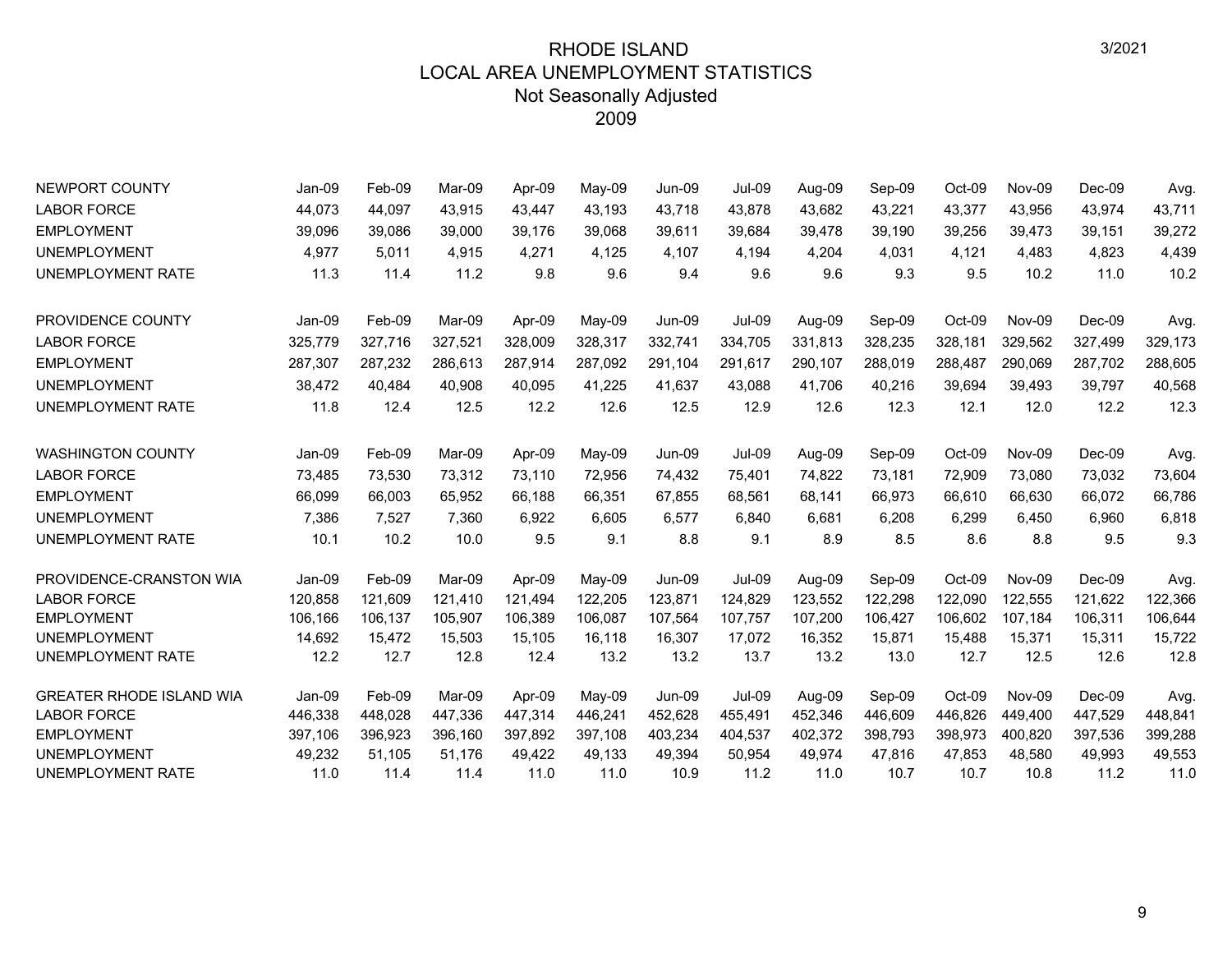# RHODE ISLAND
## LOCAL AREA UNEMPLOYMENT STATISTICS
### Not Seasonally Adjusted
### 2009

3/2021

| NEWPORT COUNTY | Jan-09 | Feb-09 | Mar-09 | Apr-09 | May-09 | Jun-09 | Jul-09 | Aug-09 | Sep-09 | Oct-09 | Nov-09 | Dec-09 | Avg. |
|---|---|---|---|---|---|---|---|---|---|---|---|---|---|
| LABOR FORCE | 44,073 | 44,097 | 43,915 | 43,447 | 43,193 | 43,718 | 43,878 | 43,682 | 43,221 | 43,377 | 43,956 | 43,974 | 43,711 |
| EMPLOYMENT | 39,096 | 39,086 | 39,000 | 39,176 | 39,068 | 39,611 | 39,684 | 39,478 | 39,190 | 39,256 | 39,473 | 39,151 | 39,272 |
| UNEMPLOYMENT | 4,977 | 5,011 | 4,915 | 4,271 | 4,125 | 4,107 | 4,194 | 4,204 | 4,031 | 4,121 | 4,483 | 4,823 | 4,439 |
| UNEMPLOYMENT RATE | 11.3 | 11.4 | 11.2 | 9.8 | 9.6 | 9.4 | 9.6 | 9.6 | 9.3 | 9.5 | 10.2 | 11.0 | 10.2 |

| PROVIDENCE COUNTY | Jan-09 | Feb-09 | Mar-09 | Apr-09 | May-09 | Jun-09 | Jul-09 | Aug-09 | Sep-09 | Oct-09 | Nov-09 | Dec-09 | Avg. |
|---|---|---|---|---|---|---|---|---|---|---|---|---|---|
| LABOR FORCE | 325,779 | 327,716 | 327,521 | 328,009 | 328,317 | 332,741 | 334,705 | 331,813 | 328,235 | 328,181 | 329,562 | 327,499 | 329,173 |
| EMPLOYMENT | 287,307 | 287,232 | 286,613 | 287,914 | 287,092 | 291,104 | 291,617 | 290,107 | 288,019 | 288,487 | 290,069 | 287,702 | 288,605 |
| UNEMPLOYMENT | 38,472 | 40,484 | 40,908 | 40,095 | 41,225 | 41,637 | 43,088 | 41,706 | 40,216 | 39,694 | 39,493 | 39,797 | 40,568 |
| UNEMPLOYMENT RATE | 11.8 | 12.4 | 12.5 | 12.2 | 12.6 | 12.5 | 12.9 | 12.6 | 12.3 | 12.1 | 12.0 | 12.2 | 12.3 |

| WASHINGTON COUNTY | Jan-09 | Feb-09 | Mar-09 | Apr-09 | May-09 | Jun-09 | Jul-09 | Aug-09 | Sep-09 | Oct-09 | Nov-09 | Dec-09 | Avg. |
|---|---|---|---|---|---|---|---|---|---|---|---|---|---|
| LABOR FORCE | 73,485 | 73,530 | 73,312 | 73,110 | 72,956 | 74,432 | 75,401 | 74,822 | 73,181 | 72,909 | 73,080 | 73,032 | 73,604 |
| EMPLOYMENT | 66,099 | 66,003 | 65,952 | 66,188 | 66,351 | 67,855 | 68,561 | 68,141 | 66,973 | 66,610 | 66,630 | 66,072 | 66,786 |
| UNEMPLOYMENT | 7,386 | 7,527 | 7,360 | 6,922 | 6,605 | 6,577 | 6,840 | 6,681 | 6,208 | 6,299 | 6,450 | 6,960 | 6,818 |
| UNEMPLOYMENT RATE | 10.1 | 10.2 | 10.0 | 9.5 | 9.1 | 8.8 | 9.1 | 8.9 | 8.5 | 8.6 | 8.8 | 9.5 | 9.3 |

| PROVIDENCE-CRANSTON WIA | Jan-09 | Feb-09 | Mar-09 | Apr-09 | May-09 | Jun-09 | Jul-09 | Aug-09 | Sep-09 | Oct-09 | Nov-09 | Dec-09 | Avg. |
|---|---|---|---|---|---|---|---|---|---|---|---|---|---|
| LABOR FORCE | 120,858 | 121,609 | 121,410 | 121,494 | 122,205 | 123,871 | 124,829 | 123,552 | 122,298 | 122,090 | 122,555 | 121,622 | 122,366 |
| EMPLOYMENT | 106,166 | 106,137 | 105,907 | 106,389 | 106,087 | 107,564 | 107,757 | 107,200 | 106,427 | 106,602 | 107,184 | 106,311 | 106,644 |
| UNEMPLOYMENT | 14,692 | 15,472 | 15,503 | 15,105 | 16,118 | 16,307 | 17,072 | 16,352 | 15,871 | 15,488 | 15,371 | 15,311 | 15,722 |
| UNEMPLOYMENT RATE | 12.2 | 12.7 | 12.8 | 12.4 | 13.2 | 13.2 | 13.7 | 13.2 | 13.0 | 12.7 | 12.5 | 12.6 | 12.8 |

| GREATER RHODE ISLAND WIA | Jan-09 | Feb-09 | Mar-09 | Apr-09 | May-09 | Jun-09 | Jul-09 | Aug-09 | Sep-09 | Oct-09 | Nov-09 | Dec-09 | Avg. |
|---|---|---|---|---|---|---|---|---|---|---|---|---|---|
| LABOR FORCE | 446,338 | 448,028 | 447,336 | 447,314 | 446,241 | 452,628 | 455,491 | 452,346 | 446,609 | 446,826 | 449,400 | 447,529 | 448,841 |
| EMPLOYMENT | 397,106 | 396,923 | 396,160 | 397,892 | 397,108 | 403,234 | 404,537 | 402,372 | 398,793 | 398,973 | 400,820 | 397,536 | 399,288 |
| UNEMPLOYMENT | 49,232 | 51,105 | 51,176 | 49,422 | 49,133 | 49,394 | 50,954 | 49,974 | 47,816 | 47,853 | 48,580 | 49,993 | 49,553 |
| UNEMPLOYMENT RATE | 11.0 | 11.4 | 11.4 | 11.0 | 11.0 | 10.9 | 11.2 | 11.0 | 10.7 | 10.7 | 10.8 | 11.2 | 11.0 |